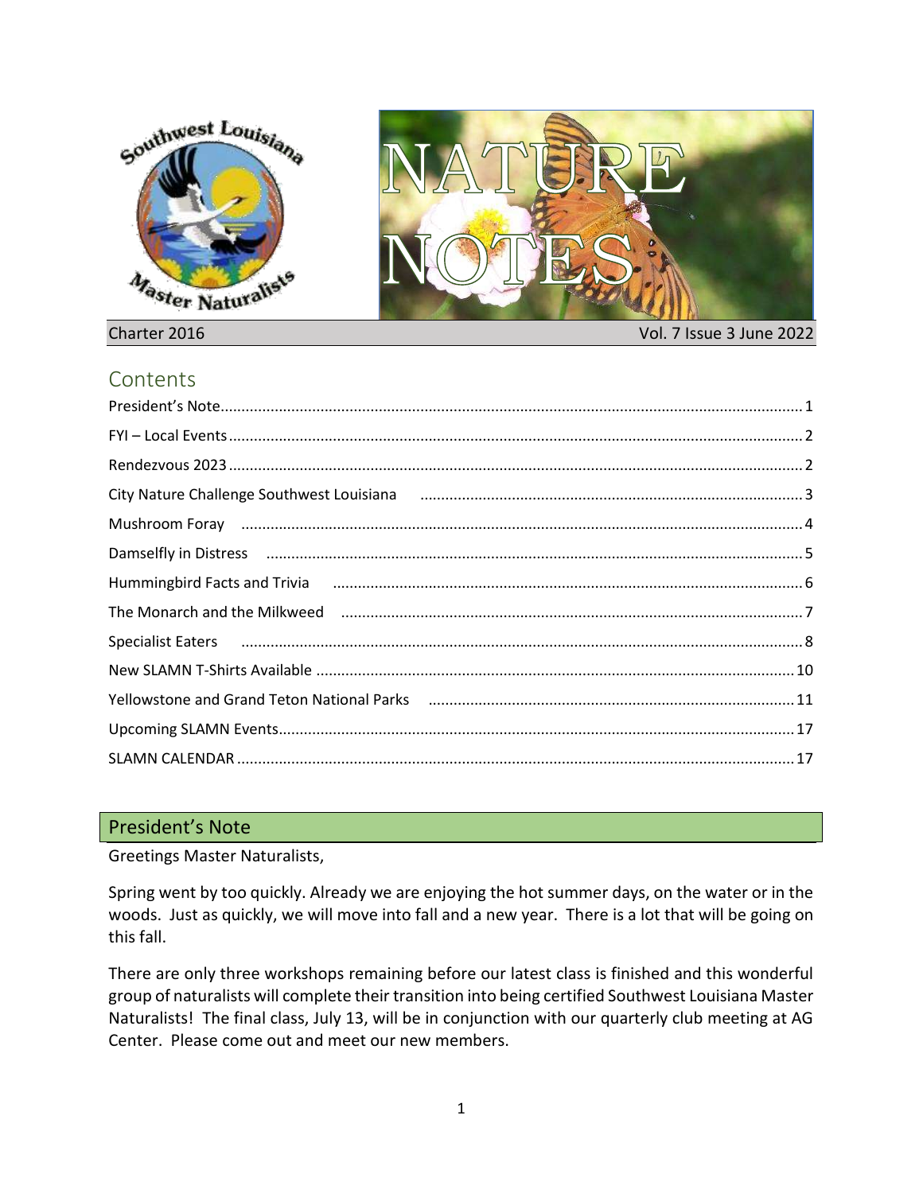Southwest Louisiana Master Naturalists

# NATURE NOTES

Charter 2016 | Vol. 7 Issue 3 June 2022

## Contents

- President's Note ... 1
- FYI – Local Events ... 2
- Rendezvous 2023 ... 2
- City Nature Challenge Southwest Louisiana ... 3
- Mushroom Foray ... 4
- Damselfly in Distress ... 5
- Hummingbird Facts and Trivia ... 6
- The Monarch and the Milkweed ... 7
- Specialist Eaters ... 8
- New SLAMN T-Shirts Available ... 10
- Yellowstone and Grand Teton National Parks ... 11
- Upcoming SLAMN Events ... 17
- SLAMN CALENDAR ... 17

## President's Note

Greetings Master Naturalists,

Spring went by too quickly. Already we are enjoying the hot summer days, on the water or in the woods. Just as quickly, we will move into fall and a new year. There is a lot that will be going on this fall.

There are only three workshops remaining before our latest class is finished and this wonderful group of naturalists will complete their transition into being certified Southwest Louisiana Master Naturalists! The final class, July 13, will be in conjunction with our quarterly club meeting at AG Center. Please come out and meet our new members.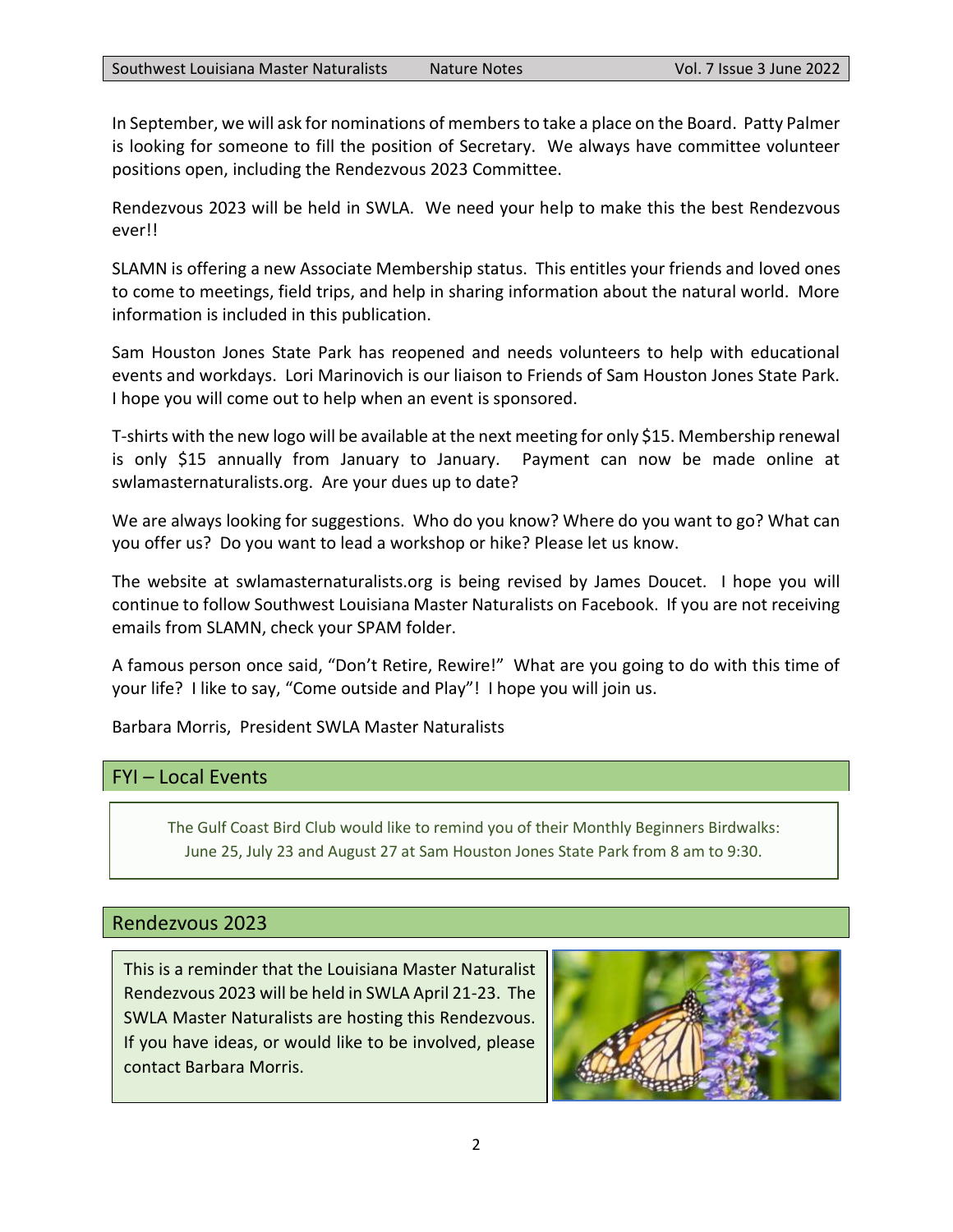In September, we will ask for nominations of members to take a place on the Board. Patty Palmer is looking for someone to fill the position of Secretary. We always have committee volunteer positions open, including the Rendezvous 2023 Committee.

Rendezvous 2023 will be held in SWLA. We need your help to make this the best Rendezvous ever!!

SLAMN is offering a new Associate Membership status. This entitles your friends and loved ones to come to meetings, field trips, and help in sharing information about the natural world. More information is included in this publication.

Sam Houston Jones State Park has reopened and needs volunteers to help with educational events and workdays. Lori Marinovich is our liaison to Friends of Sam Houston Jones State Park. I hope you will come out to help when an event is sponsored.

T-shirts with the new logo will be available at the next meeting for only $15. Membership renewal is only $15 annually from January to January. Payment can now be made online at swlamasternaturalists.org. Are your dues up to date?

We are always looking for suggestions. Who do you know? Where do you want to go? What can you offer us? Do you want to lead a workshop or hike? Please let us know.

The website at swlamasternaturalists.org is being revised by James Doucet. I hope you will continue to follow Southwest Louisiana Master Naturalists on Facebook. If you are not receiving emails from SLAMN, check your SPAM folder.

A famous person once said, "Don't Retire, Rewire!" What are you going to do with this time of your life? I like to say, "Come outside and Play"! I hope you will join us.

Barbara Morris, President SWLA Master Naturalists

## FYI – Local Events

The Gulf Coast Bird Club would like to remind you of their Monthly Beginners Birdwalks: June 25, July 23 and August 27 at Sam Houston Jones State Park from 8 am to 9:30.

## Rendezvous 2023

This is a reminder that the Louisiana Master Naturalist Rendezvous 2023 will be held in SWLA April 21-23. The SWLA Master Naturalists are hosting this Rendezvous. If you have ideas, or would like to be involved, please contact Barbara Morris.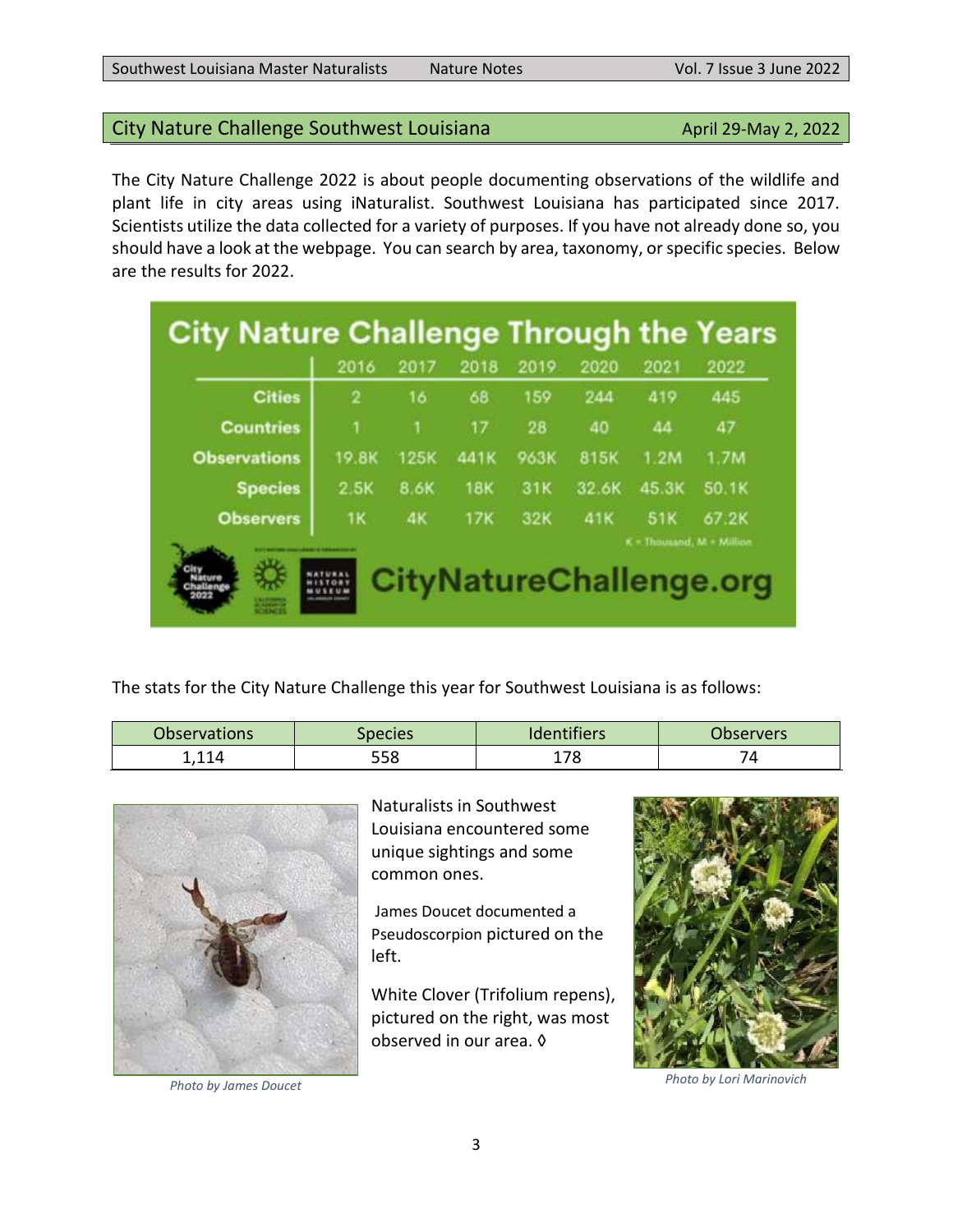## City Nature Challenge Southwest Louisiana

April 29-May 2, 2022

The City Nature Challenge 2022 is about people documenting observations of the wildlife and plant life in city areas using iNaturalist. Southwest Louisiana has participated since 2017. Scientists utilize the data collected for a variety of purposes. If you have not already done so, you should have a look at the webpage. You can search by area, taxonomy, or specific species. Below are the results for 2022.

**City Nature Challenge Through the Years**

| | 2016 | 2017 | 2018 | 2019 | 2020 | 2021 | 2022 |
|---|---|---|---|---|---|---|---|
| Cities | 2 | 16 | 68 | 159 | 244 | 419 | 445 |
| Countries | 1 | 1 | 17 | 28 | 40 | 44 | 47 |
| Observations | 19.8K | 125K | 441K | 963K | 815K | 1.2M | 1.7M |
| Species | 2.5K | 8.6K | 18K | 31K | 32.6K | 45.3K | 50.1K |
| Observers | 1K | 4K | 17K | 32K | 41K | 51K | 67.2K |

K = Thousand, M = Million

CityNatureChallenge.org

The stats for the City Nature Challenge this year for Southwest Louisiana is as follows:

| Observations | Species | Identifiers | Observers |
|---|---|---|---|
| 1,114 | 558 | 178 | 74 |

*Photo by James Doucet*

Naturalists in Southwest Louisiana encountered some unique sightings and some common ones.

James Doucet documented a Pseudoscorpion pictured on the left.

White Clover (Trifolium repens), pictured on the right, was most observed in our area. ◊

*Photo by Lori Marinovich*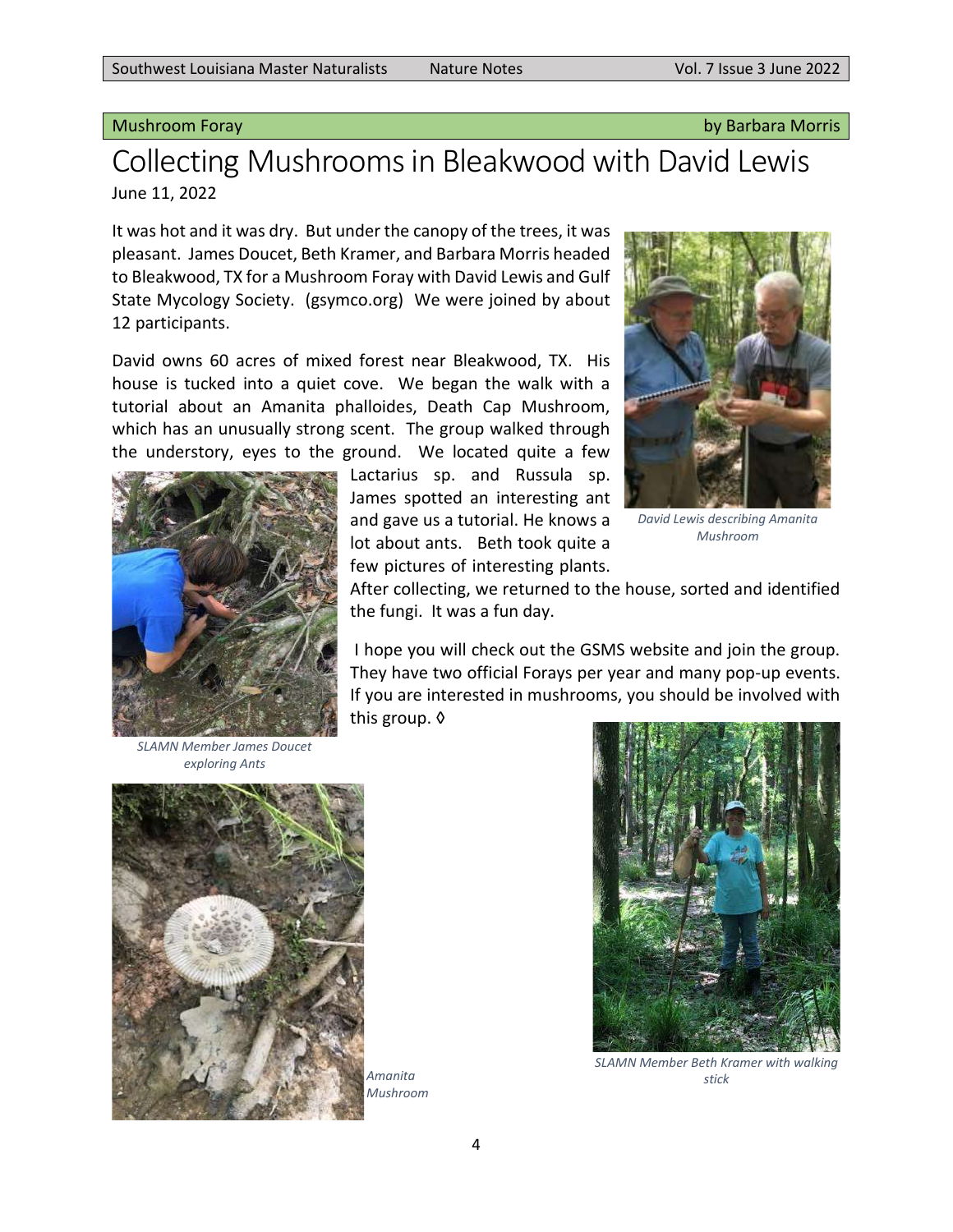Mushroom Foray — by Barbara Morris

# Collecting Mushrooms in Bleakwood with David Lewis

June 11, 2022

It was hot and it was dry. But under the canopy of the trees, it was pleasant. James Doucet, Beth Kramer, and Barbara Morris headed to Bleakwood, TX for a Mushroom Foray with David Lewis and Gulf State Mycology Society. (gsymco.org) We were joined by about 12 participants.

David owns 60 acres of mixed forest near Bleakwood, TX. His house is tucked into a quiet cove. We began the walk with a tutorial about an Amanita phalloides, Death Cap Mushroom, which has an unusually strong scent. The group walked through the understory, eyes to the ground. We located quite a few Lactarius sp. and Russula sp. James spotted an interesting ant and gave us a tutorial. He knows a lot about ants. Beth took quite a few pictures of interesting plants. After collecting, we returned to the house, sorted and identified the fungi. It was a fun day.

I hope you will check out the GSMS website and join the group. They have two official Forays per year and many pop-up events. If you are interested in mushrooms, you should be involved with this group. ◊

*David Lewis describing Amanita Mushroom*

*SLAMN Member James Doucet exploring Ants*

*Amanita Mushroom*

*SLAMN Member Beth Kramer with walking stick*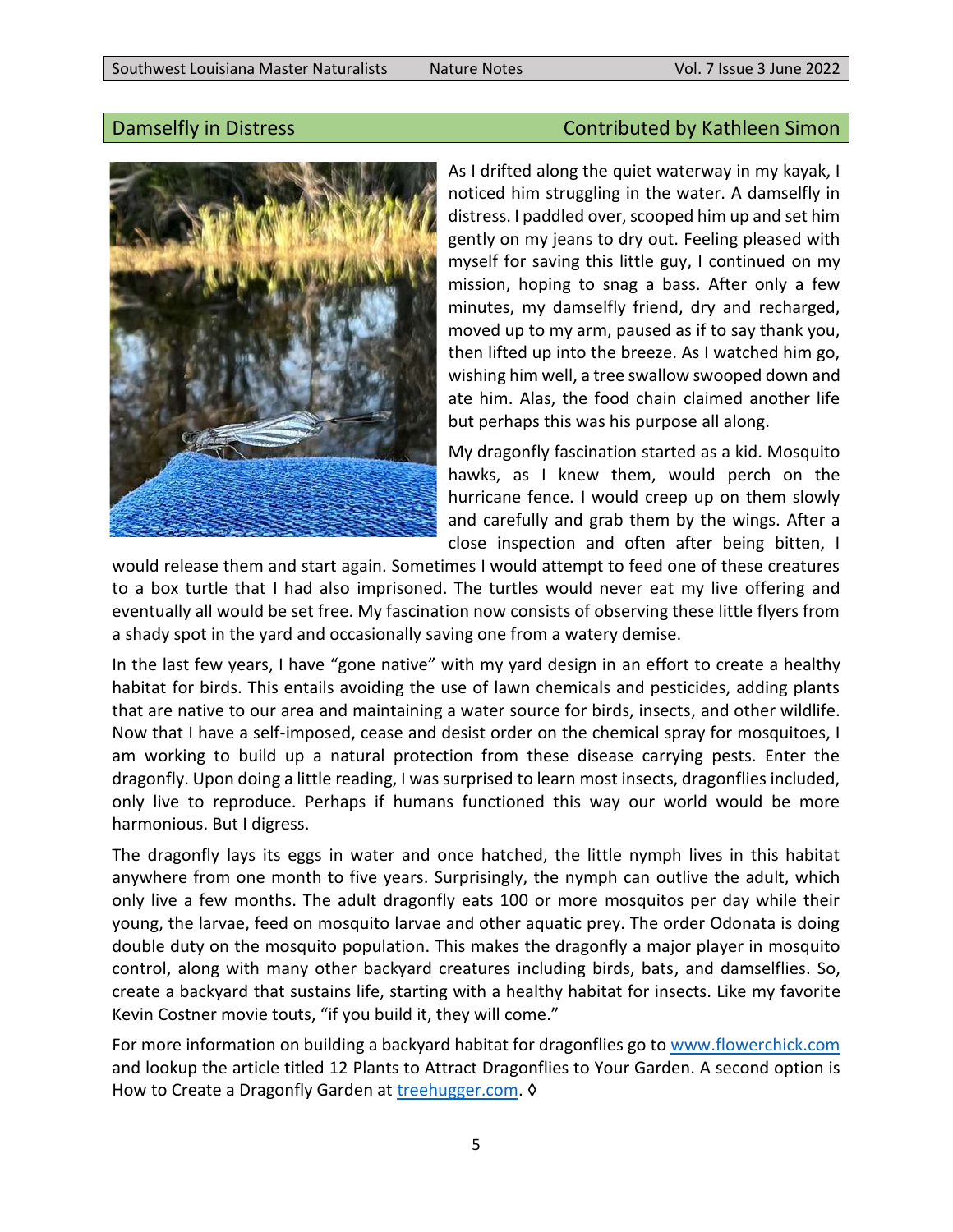## Damselfly in Distress

Contributed by Kathleen Simon

As I drifted along the quiet waterway in my kayak, I noticed him struggling in the water. A damselfly in distress. I paddled over, scooped him up and set him gently on my jeans to dry out. Feeling pleased with myself for saving this little guy, I continued on my mission, hoping to snag a bass. After only a few minutes, my damselfly friend, dry and recharged, moved up to my arm, paused as if to say thank you, then lifted up into the breeze. As I watched him go, wishing him well, a tree swallow swooped down and ate him. Alas, the food chain claimed another life but perhaps this was his purpose all along.

My dragonfly fascination started as a kid. Mosquito hawks, as I knew them, would perch on the hurricane fence. I would creep up on them slowly and carefully and grab them by the wings. After a close inspection and often after being bitten, I would release them and start again. Sometimes I would attempt to feed one of these creatures to a box turtle that I had also imprisoned. The turtles would never eat my live offering and eventually all would be set free. My fascination now consists of observing these little flyers from a shady spot in the yard and occasionally saving one from a watery demise.

In the last few years, I have "gone native" with my yard design in an effort to create a healthy habitat for birds. This entails avoiding the use of lawn chemicals and pesticides, adding plants that are native to our area and maintaining a water source for birds, insects, and other wildlife. Now that I have a self-imposed, cease and desist order on the chemical spray for mosquitoes, I am working to build up a natural protection from these disease carrying pests. Enter the dragonfly. Upon doing a little reading, I was surprised to learn most insects, dragonflies included, only live to reproduce. Perhaps if humans functioned this way our world would be more harmonious. But I digress.

The dragonfly lays its eggs in water and once hatched, the little nymph lives in this habitat anywhere from one month to five years. Surprisingly, the nymph can outlive the adult, which only live a few months. The adult dragonfly eats 100 or more mosquitos per day while their young, the larvae, feed on mosquito larvae and other aquatic prey. The order Odonata is doing double duty on the mosquito population. This makes the dragonfly a major player in mosquito control, along with many other backyard creatures including birds, bats, and damselflies. So, create a backyard that sustains life, starting with a healthy habitat for insects. Like my favorite Kevin Costner movie touts, "if you build it, they will come."

For more information on building a backyard habitat for dragonflies go to [www.flowerchick.com](http://www.flowerchick.com) and lookup the article titled 12 Plants to Attract Dragonflies to Your Garden. A second option is How to Create a Dragonfly Garden at [treehugger.com](http://treehugger.com). ◊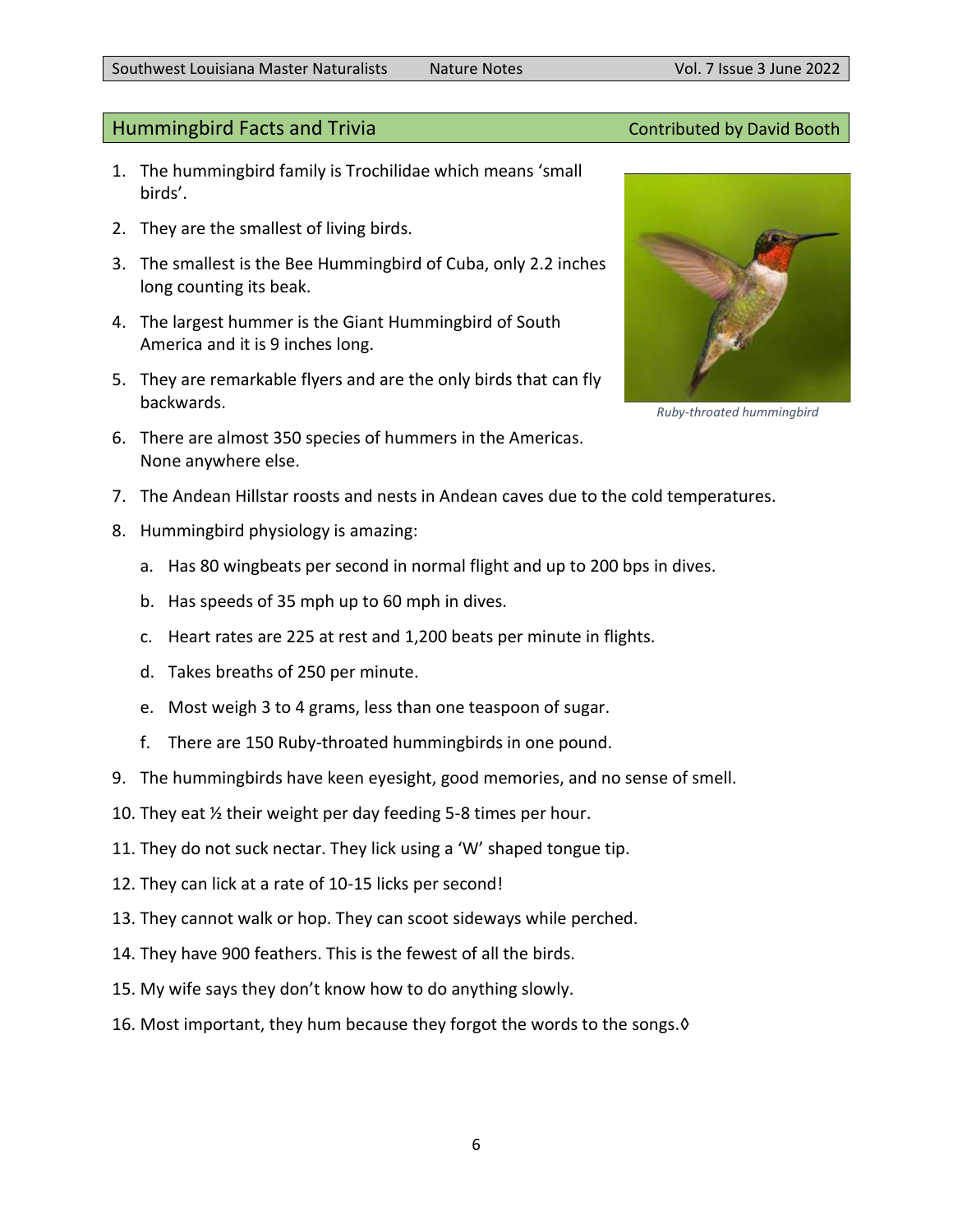## Hummingbird Facts and Trivia

Contributed by David Booth

1. The hummingbird family is Trochilidae which means 'small birds'.
2. They are the smallest of living birds.
3. The smallest is the Bee Hummingbird of Cuba, only 2.2 inches long counting its beak.
4. The largest hummer is the Giant Hummingbird of South America and it is 9 inches long.
5. They are remarkable flyers and are the only birds that can fly backwards.
6. There are almost 350 species of hummers in the Americas. None anywhere else.
7. The Andean Hillstar roosts and nests in Andean caves due to the cold temperatures.
8. Hummingbird physiology is amazing:
    a. Has 80 wingbeats per second in normal flight and up to 200 bps in dives.
    b. Has speeds of 35 mph up to 60 mph in dives.
    c. Heart rates are 225 at rest and 1,200 beats per minute in flights.
    d. Takes breaths of 250 per minute.
    e. Most weigh 3 to 4 grams, less than one teaspoon of sugar.
    f. There are 150 Ruby-throated hummingbirds in one pound.
9. The hummingbirds have keen eyesight, good memories, and no sense of smell.
10. They eat ½ their weight per day feeding 5-8 times per hour.
11. They do not suck nectar. They lick using a 'W' shaped tongue tip.
12. They can lick at a rate of 10-15 licks per second!
13. They cannot walk or hop. They can scoot sideways while perched.
14. They have 900 feathers. This is the fewest of all the birds.
15. My wife says they don't know how to do anything slowly.
16. Most important, they hum because they forgot the words to the songs.◊

*Ruby-throated hummingbird*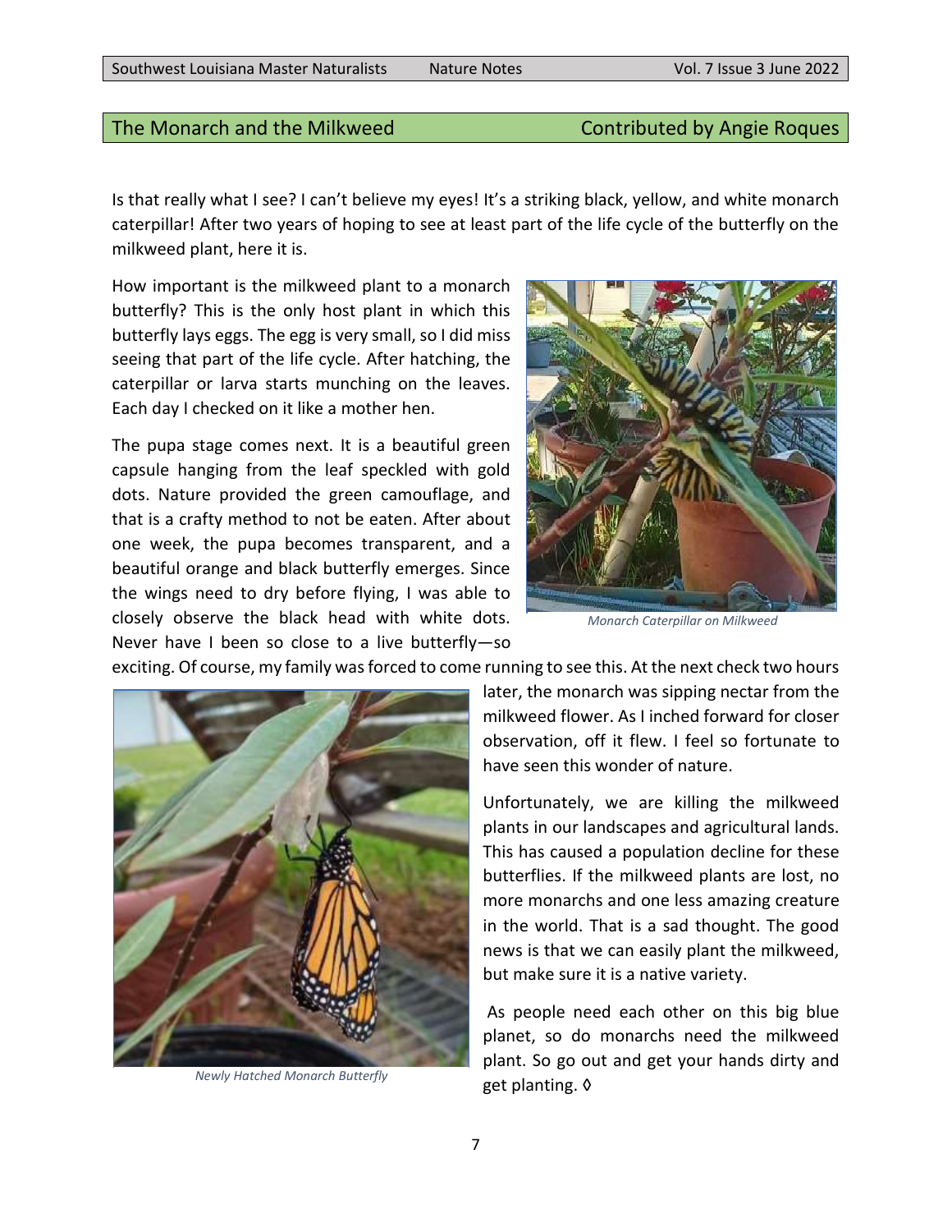## The Monarch and the Milkweed

Contributed by Angie Roques

Is that really what I see? I can't believe my eyes! It's a striking black, yellow, and white monarch caterpillar! After two years of hoping to see at least part of the life cycle of the butterfly on the milkweed plant, here it is.

How important is the milkweed plant to a monarch butterfly? This is the only host plant in which this butterfly lays eggs. The egg is very small, so I did miss seeing that part of the life cycle. After hatching, the caterpillar or larva starts munching on the leaves. Each day I checked on it like a mother hen.

*Monarch Caterpillar on Milkweed*

The pupa stage comes next. It is a beautiful green capsule hanging from the leaf speckled with gold dots. Nature provided the green camouflage, and that is a crafty method to not be eaten. After about one week, the pupa becomes transparent, and a beautiful orange and black butterfly emerges. Since the wings need to dry before flying, I was able to closely observe the black head with white dots. Never have I been so close to a live butterfly—so exciting. Of course, my family was forced to come running to see this. At the next check two hours later, the monarch was sipping nectar from the milkweed flower. As I inched forward for closer observation, off it flew. I feel so fortunate to have seen this wonder of nature.

*Newly Hatched Monarch Butterfly*

Unfortunately, we are killing the milkweed plants in our landscapes and agricultural lands. This has caused a population decline for these butterflies. If the milkweed plants are lost, no more monarchs and one less amazing creature in the world. That is a sad thought. The good news is that we can easily plant the milkweed, but make sure it is a native variety.

As people need each other on this big blue planet, so do monarchs need the milkweed plant. So go out and get your hands dirty and get planting. ◊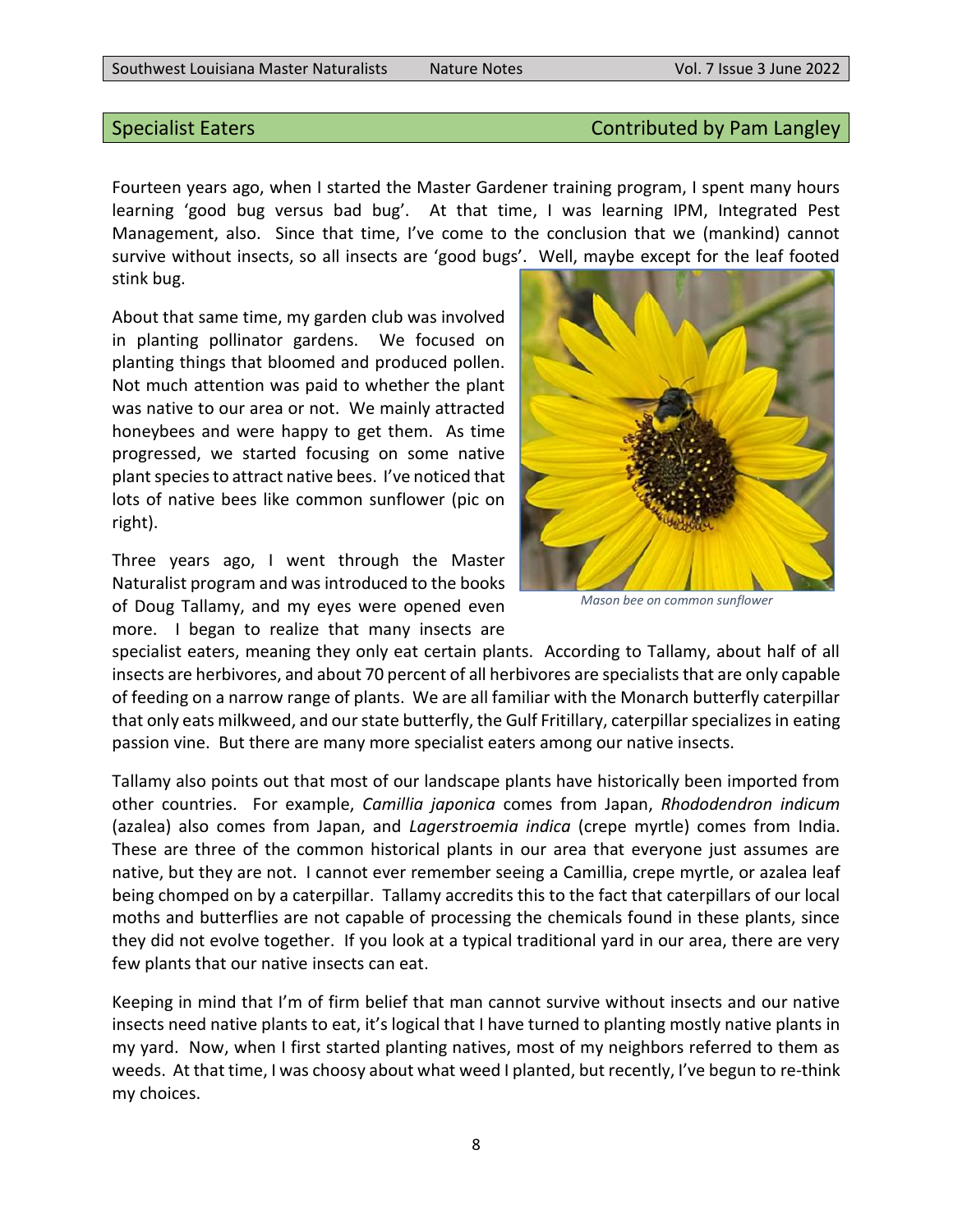## Specialist Eaters

Contributed by Pam Langley

Fourteen years ago, when I started the Master Gardener training program, I spent many hours learning 'good bug versus bad bug'. At that time, I was learning IPM, Integrated Pest Management, also. Since that time, I've come to the conclusion that we (mankind) cannot survive without insects, so all insects are 'good bugs'. Well, maybe except for the leaf footed stink bug.

About that same time, my garden club was involved in planting pollinator gardens. We focused on planting things that bloomed and produced pollen. Not much attention was paid to whether the plant was native to our area or not. We mainly attracted honeybees and were happy to get them. As time progressed, we started focusing on some native plant species to attract native bees. I've noticed that lots of native bees like common sunflower (pic on right).

*Mason bee on common sunflower*

Three years ago, I went through the Master Naturalist program and was introduced to the books of Doug Tallamy, and my eyes were opened even more. I began to realize that many insects are specialist eaters, meaning they only eat certain plants. According to Tallamy, about half of all insects are herbivores, and about 70 percent of all herbivores are specialists that are only capable of feeding on a narrow range of plants. We are all familiar with the Monarch butterfly caterpillar that only eats milkweed, and our state butterfly, the Gulf Fritillary, caterpillar specializes in eating passion vine. But there are many more specialist eaters among our native insects.

Tallamy also points out that most of our landscape plants have historically been imported from other countries. For example, *Camillia japonica* comes from Japan, *Rhododendron indicum* (azalea) also comes from Japan, and *Lagerstroemia indica* (crepe myrtle) comes from India. These are three of the common historical plants in our area that everyone just assumes are native, but they are not. I cannot ever remember seeing a Camillia, crepe myrtle, or azalea leaf being chomped on by a caterpillar. Tallamy accredits this to the fact that caterpillars of our local moths and butterflies are not capable of processing the chemicals found in these plants, since they did not evolve together. If you look at a typical traditional yard in our area, there are very few plants that our native insects can eat.

Keeping in mind that I'm of firm belief that man cannot survive without insects and our native insects need native plants to eat, it's logical that I have turned to planting mostly native plants in my yard. Now, when I first started planting natives, most of my neighbors referred to them as weeds. At that time, I was choosy about what weed I planted, but recently, I've begun to re-think my choices.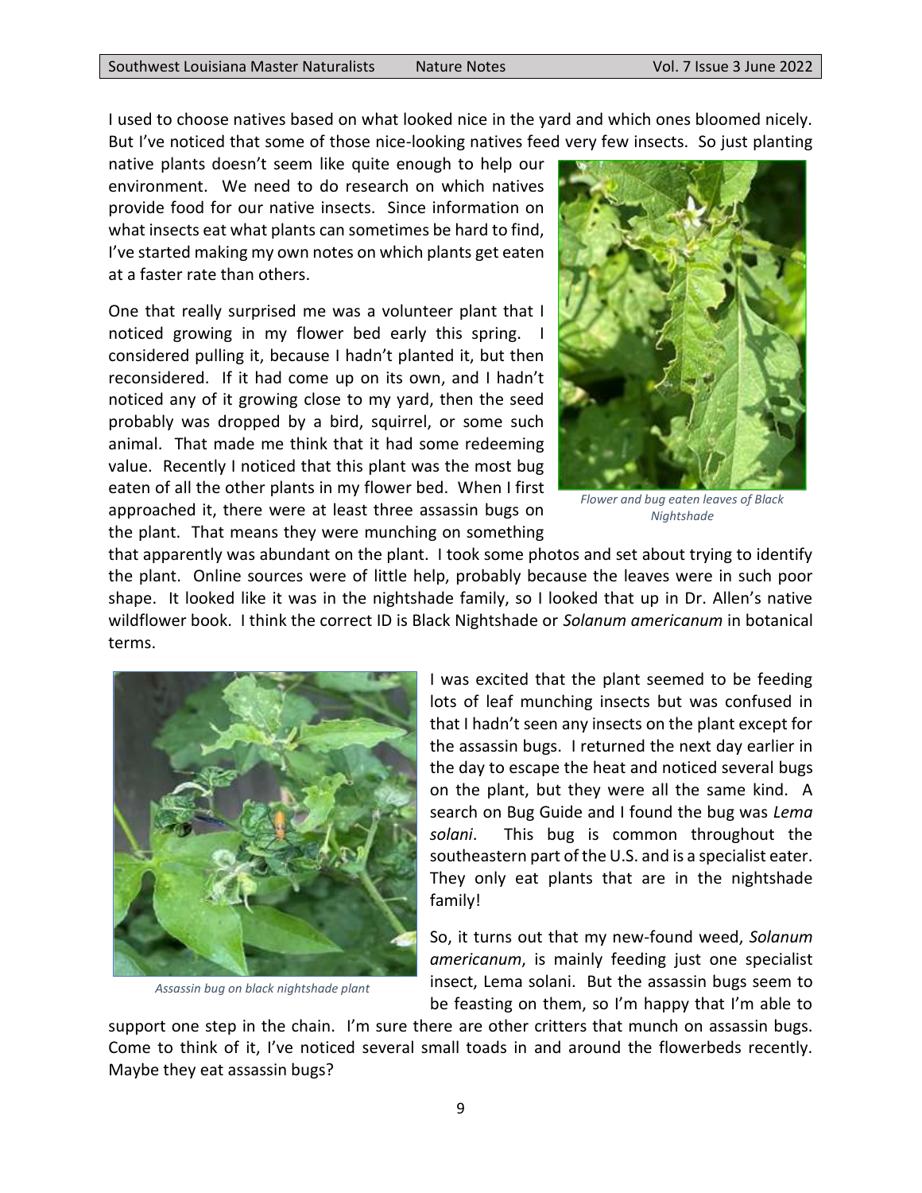I used to choose natives based on what looked nice in the yard and which ones bloomed nicely. But I've noticed that some of those nice-looking natives feed very few insects. So just planting native plants doesn't seem like quite enough to help our environment. We need to do research on which natives provide food for our native insects. Since information on what insects eat what plants can sometimes be hard to find, I've started making my own notes on which plants get eaten at a faster rate than others.

One that really surprised me was a volunteer plant that I noticed growing in my flower bed early this spring. I considered pulling it, because I hadn't planted it, but then reconsidered. If it had come up on its own, and I hadn't noticed any of it growing close to my yard, then the seed probably was dropped by a bird, squirrel, or some such animal. That made me think that it had some redeeming value. Recently I noticed that this plant was the most bug eaten of all the other plants in my flower bed. When I first approached it, there were at least three assassin bugs on the plant. That means they were munching on something that apparently was abundant on the plant. I took some photos and set about trying to identify the plant. Online sources were of little help, probably because the leaves were in such poor shape. It looked like it was in the nightshade family, so I looked that up in Dr. Allen's native wildflower book. I think the correct ID is Black Nightshade or *Solanum americanum* in botanical terms.

*Flower and bug eaten leaves of Black Nightshade*

I was excited that the plant seemed to be feeding lots of leaf munching insects but was confused in that I hadn't seen any insects on the plant except for the assassin bugs. I returned the next day earlier in the day to escape the heat and noticed several bugs on the plant, but they were all the same kind. A search on Bug Guide and I found the bug was *Lema solani*. This bug is common throughout the southeastern part of the U.S. and is a specialist eater. They only eat plants that are in the nightshade family!

*Assassin bug on black nightshade plant*

So, it turns out that my new-found weed, *Solanum americanum*, is mainly feeding just one specialist insect, Lema solani. But the assassin bugs seem to be feasting on them, so I'm happy that I'm able to support one step in the chain. I'm sure there are other critters that munch on assassin bugs. Come to think of it, I've noticed several small toads in and around the flowerbeds recently. Maybe they eat assassin bugs?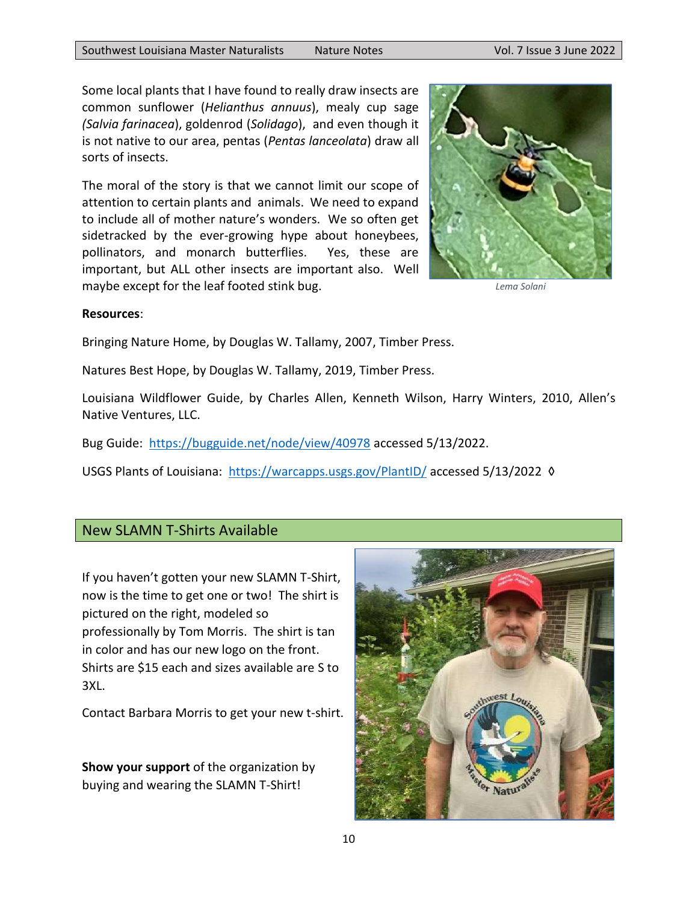Some local plants that I have found to really draw insects are common sunflower (*Helianthus annuus*), mealy cup sage (*Salvia farinacea*), goldenrod (*Solidago*), and even though it is not native to our area, pentas (*Pentas lanceolata*) draw all sorts of insects.

The moral of the story is that we cannot limit our scope of attention to certain plants and animals. We need to expand to include all of mother nature's wonders. We so often get sidetracked by the ever-growing hype about honeybees, pollinators, and monarch butterflies. Yes, these are important, but ALL other insects are important also. Well maybe except for the leaf footed stink bug.

*Lema Solani*

**Resources**:

Bringing Nature Home, by Douglas W. Tallamy, 2007, Timber Press.

Natures Best Hope, by Douglas W. Tallamy, 2019, Timber Press.

Louisiana Wildflower Guide, by Charles Allen, Kenneth Wilson, Harry Winters, 2010, Allen's Native Ventures, LLC.

Bug Guide: https://bugguide.net/node/view/40978 accessed 5/13/2022.

USGS Plants of Louisiana: https://warcapps.usgs.gov/PlantID/ accessed 5/13/2022 ◊

## New SLAMN T-Shirts Available

If you haven't gotten your new SLAMN T-Shirt, now is the time to get one or two! The shirt is pictured on the right, modeled so professionally by Tom Morris. The shirt is tan in color and has our new logo on the front. Shirts are $15 each and sizes available are S to 3XL.

Contact Barbara Morris to get your new t-shirt.

**Show your support** of the organization by buying and wearing the SLAMN T-Shirt!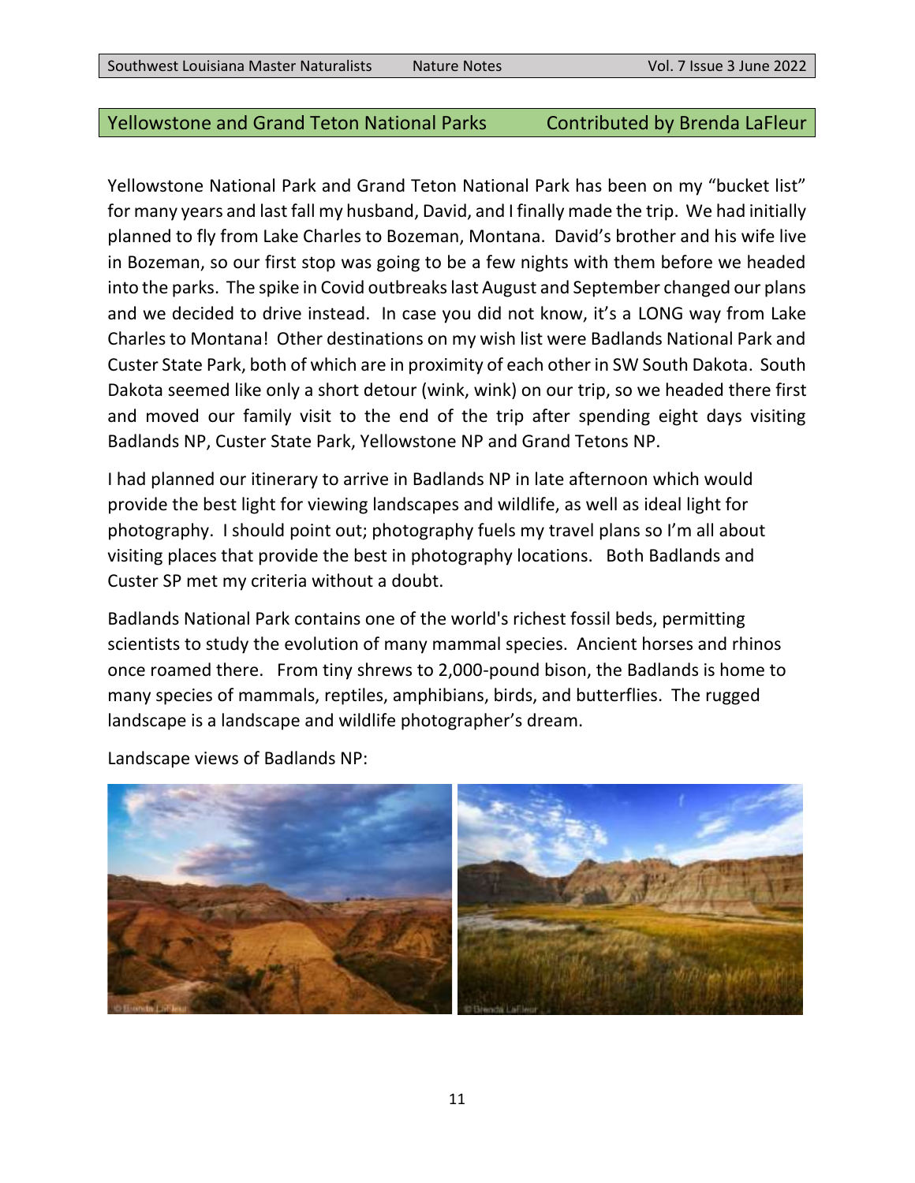## Yellowstone and Grand Teton National Parks — Contributed by Brenda LaFleur

Yellowstone National Park and Grand Teton National Park has been on my "bucket list" for many years and last fall my husband, David, and I finally made the trip. We had initially planned to fly from Lake Charles to Bozeman, Montana. David's brother and his wife live in Bozeman, so our first stop was going to be a few nights with them before we headed into the parks. The spike in Covid outbreaks last August and September changed our plans and we decided to drive instead. In case you did not know, it's a LONG way from Lake Charles to Montana! Other destinations on my wish list were Badlands National Park and Custer State Park, both of which are in proximity of each other in SW South Dakota. South Dakota seemed like only a short detour (wink, wink) on our trip, so we headed there first and moved our family visit to the end of the trip after spending eight days visiting Badlands NP, Custer State Park, Yellowstone NP and Grand Tetons NP.

I had planned our itinerary to arrive in Badlands NP in late afternoon which would provide the best light for viewing landscapes and wildlife, as well as ideal light for photography. I should point out; photography fuels my travel plans so I'm all about visiting places that provide the best in photography locations. Both Badlands and Custer SP met my criteria without a doubt.

Badlands National Park contains one of the world's richest fossil beds, permitting scientists to study the evolution of many mammal species. Ancient horses and rhinos once roamed there. From tiny shrews to 2,000-pound bison, the Badlands is home to many species of mammals, reptiles, amphibians, birds, and butterflies. The rugged landscape is a landscape and wildlife photographer's dream.

Landscape views of Badlands NP: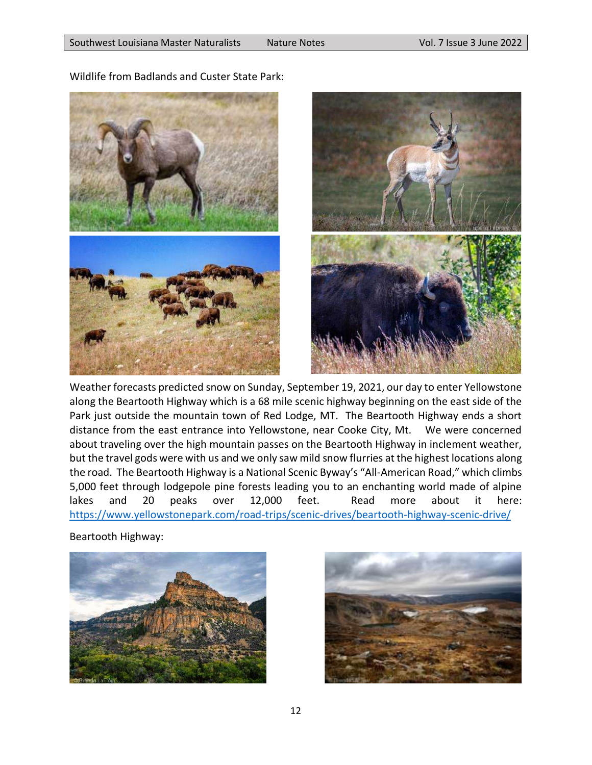Wildlife from Badlands and Custer State Park:

Weather forecasts predicted snow on Sunday, September 19, 2021, our day to enter Yellowstone along the Beartooth Highway which is a 68 mile scenic highway beginning on the east side of the Park just outside the mountain town of Red Lodge, MT. The Beartooth Highway ends a short distance from the east entrance into Yellowstone, near Cooke City, Mt. We were concerned about traveling over the high mountain passes on the Beartooth Highway in inclement weather, but the travel gods were with us and we only saw mild snow flurries at the highest locations along the road. The Beartooth Highway is a National Scenic Byway's "All-American Road," which climbs 5,000 feet through lodgepole pine forests leading you to an enchanting world made of alpine lakes and 20 peaks over 12,000 feet. Read more about it here: https://www.yellowstonepark.com/road-trips/scenic-drives/beartooth-highway-scenic-drive/

Beartooth Highway: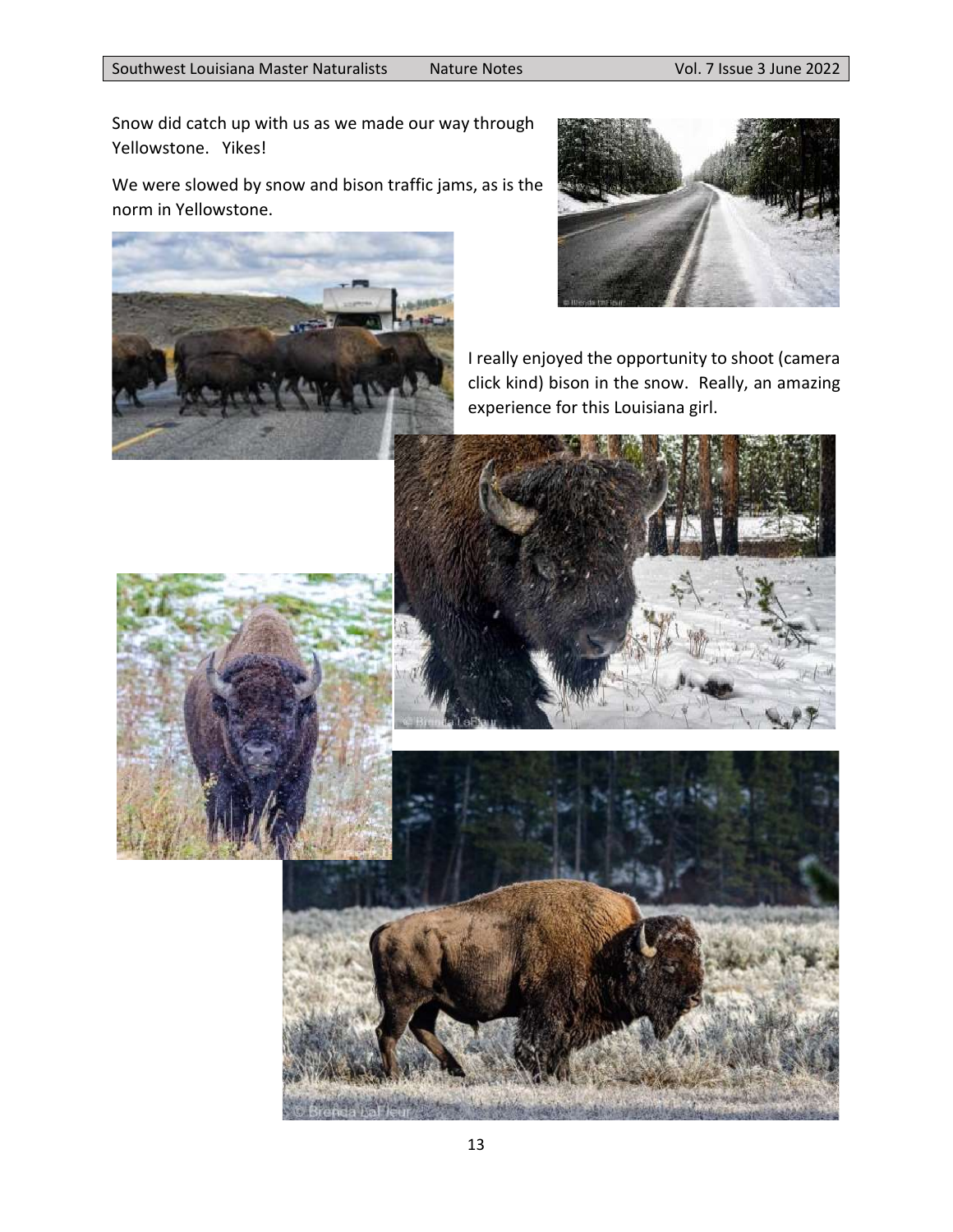Snow did catch up with us as we made our way through Yellowstone. Yikes!

We were slowed by snow and bison traffic jams, as is the norm in Yellowstone.

I really enjoyed the opportunity to shoot (camera click kind) bison in the snow. Really, an amazing experience for this Louisiana girl.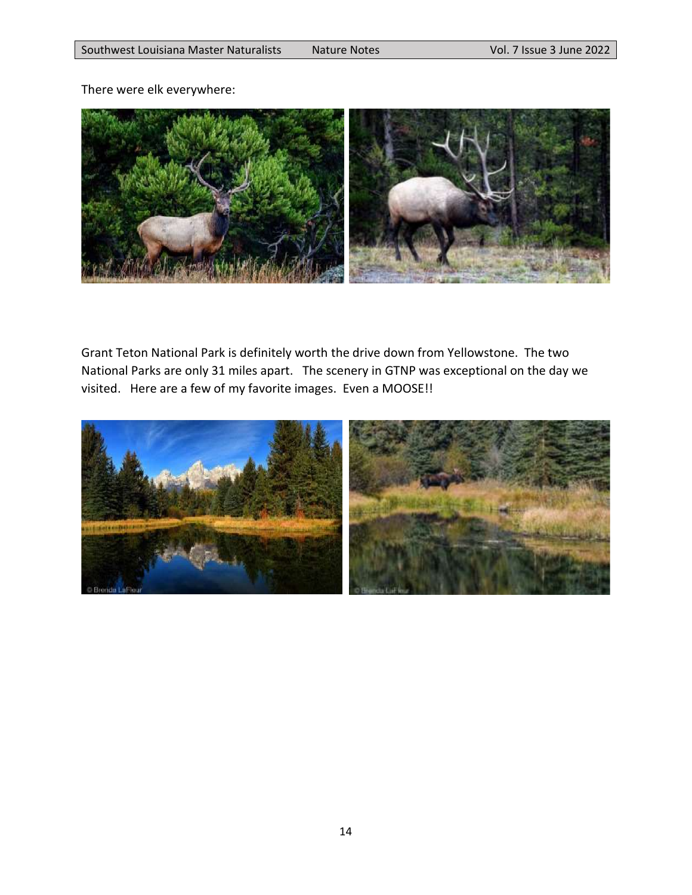There were elk everywhere:

Grant Teton National Park is definitely worth the drive down from Yellowstone. The two National Parks are only 31 miles apart. The scenery in GTNP was exceptional on the day we visited. Here are a few of my favorite images. Even a MOOSE!!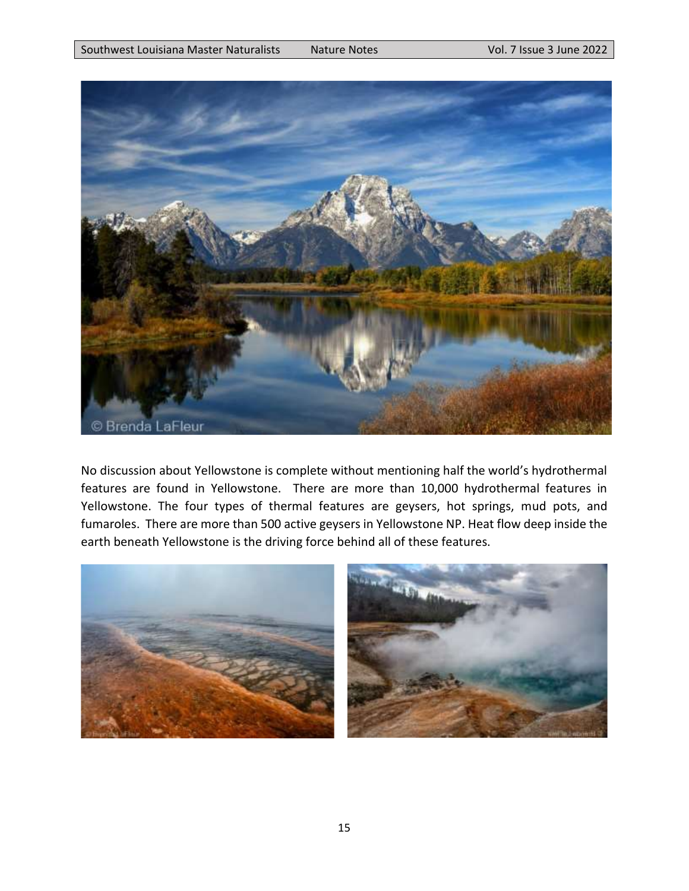No discussion about Yellowstone is complete without mentioning half the world's hydrothermal features are found in Yellowstone. There are more than 10,000 hydrothermal features in Yellowstone. The four types of thermal features are geysers, hot springs, mud pots, and fumaroles. There are more than 500 active geysers in Yellowstone NP. Heat flow deep inside the earth beneath Yellowstone is the driving force behind all of these features.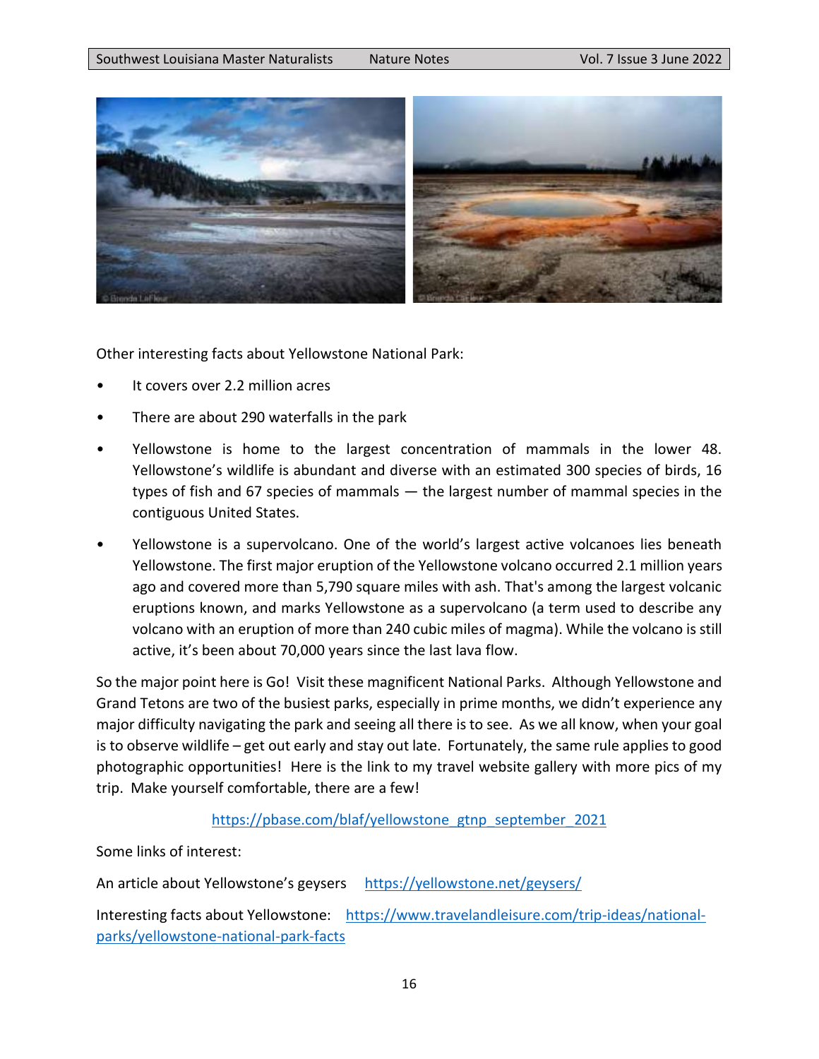Other interesting facts about Yellowstone National Park:

- It covers over 2.2 million acres
- There are about 290 waterfalls in the park
- Yellowstone is home to the largest concentration of mammals in the lower 48. Yellowstone's wildlife is abundant and diverse with an estimated 300 species of birds, 16 types of fish and 67 species of mammals — the largest number of mammal species in the contiguous United States.
- Yellowstone is a supervolcano. One of the world's largest active volcanoes lies beneath Yellowstone. The first major eruption of the Yellowstone volcano occurred 2.1 million years ago and covered more than 5,790 square miles with ash. That's among the largest volcanic eruptions known, and marks Yellowstone as a supervolcano (a term used to describe any volcano with an eruption of more than 240 cubic miles of magma). While the volcano is still active, it's been about 70,000 years since the last lava flow.

So the major point here is Go! Visit these magnificent National Parks. Although Yellowstone and Grand Tetons are two of the busiest parks, especially in prime months, we didn't experience any major difficulty navigating the park and seeing all there is to see. As we all know, when your goal is to observe wildlife – get out early and stay out late. Fortunately, the same rule applies to good photographic opportunities! Here is the link to my travel website gallery with more pics of my trip. Make yourself comfortable, there are a few!

https://pbase.com/blaf/yellowstone_gtnp_september_2021

Some links of interest:

An article about Yellowstone's geysers https://yellowstone.net/geysers/

Interesting facts about Yellowstone: https://www.travelandleisure.com/trip-ideas/national-parks/yellowstone-national-park-facts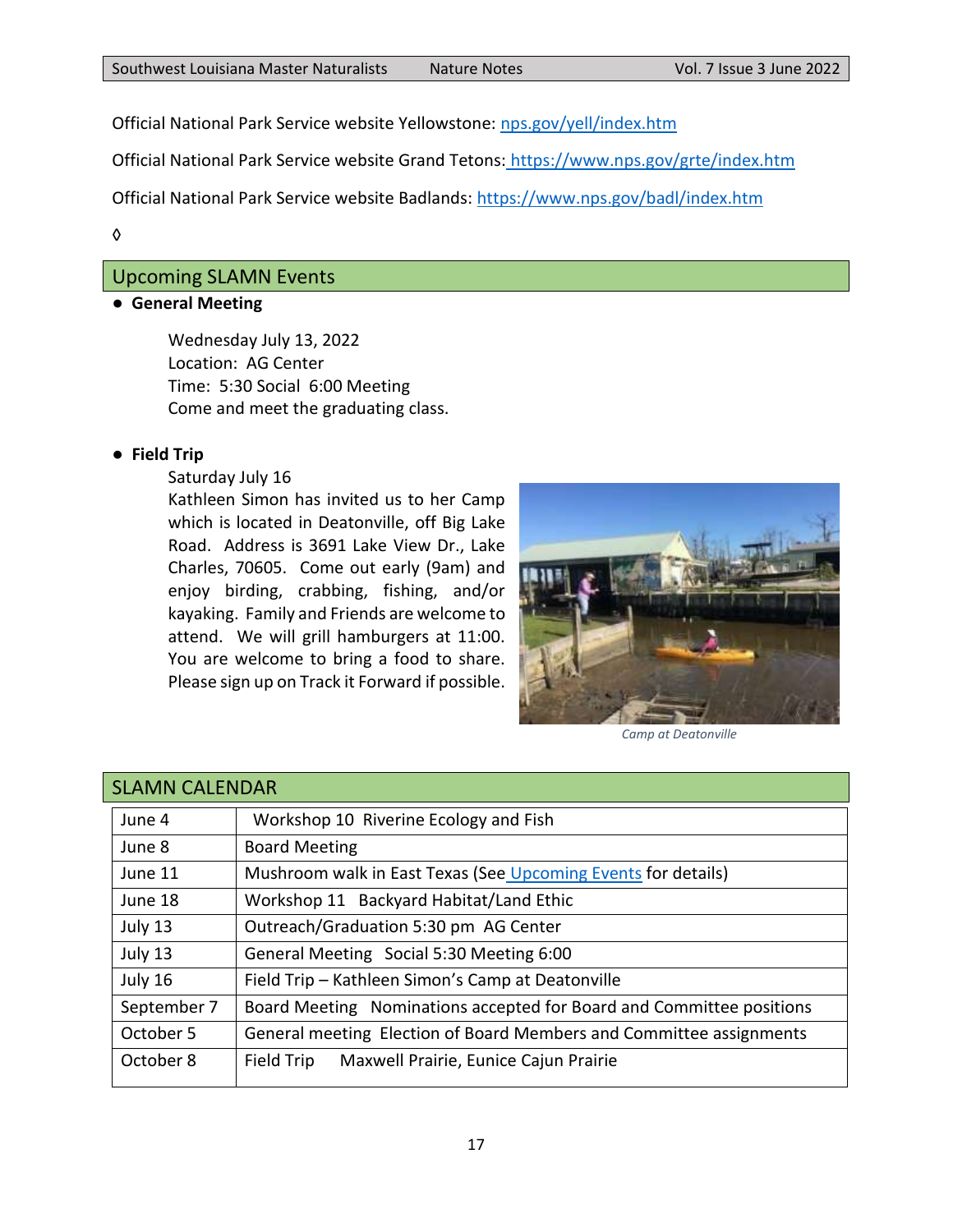Official National Park Service website Yellowstone: nps.gov/yell/index.htm

Official National Park Service website Grand Tetons: https://www.nps.gov/grte/index.htm

Official National Park Service website Badlands: https://www.nps.gov/badl/index.htm

◊

## Upcoming SLAMN Events

- **General Meeting**

  Wednesday July 13, 2022
  Location: AG Center
  Time: 5:30 Social 6:00 Meeting
  Come and meet the graduating class.

- **Field Trip**

  Saturday July 16
  Kathleen Simon has invited us to her Camp which is located in Deatonville, off Big Lake Road. Address is 3691 Lake View Dr., Lake Charles, 70605. Come out early (9am) and enjoy birding, crabbing, fishing, and/or kayaking. Family and Friends are welcome to attend. We will grill hamburgers at 11:00. You are welcome to bring a food to share. Please sign up on Track it Forward if possible.

*Camp at Deatonville*

## SLAMN CALENDAR

| | |
|---|---|
| June 4 | Workshop 10 Riverine Ecology and Fish |
| June 8 | Board Meeting |
| June 11 | Mushroom walk in East Texas (See Upcoming Events for details) |
| June 18 | Workshop 11 Backyard Habitat/Land Ethic |
| July 13 | Outreach/Graduation 5:30 pm AG Center |
| July 13 | General Meeting Social 5:30 Meeting 6:00 |
| July 16 | Field Trip – Kathleen Simon's Camp at Deatonville |
| September 7 | Board Meeting Nominations accepted for Board and Committee positions |
| October 5 | General meeting Election of Board Members and Committee assignments |
| October 8 | Field Trip Maxwell Prairie, Eunice Cajun Prairie |